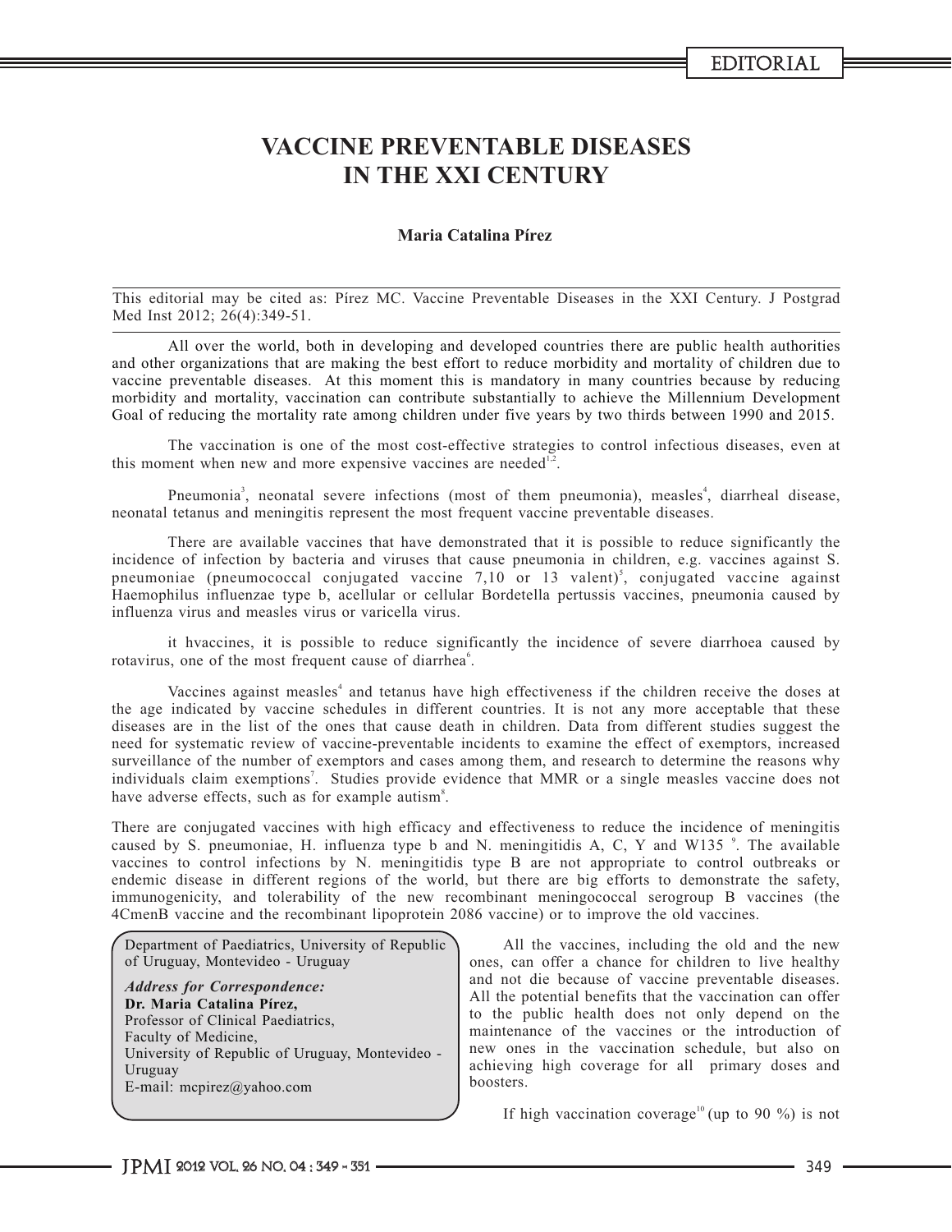EDITORIAL

# VACCINE PREVENTABLE DISEASES IN THE XXI CENTURY

**Maria Catalina Pírez**

This editorial may be cited as: Pírez MC. Vaccine Preventable Diseases in the XXI Century. J Postgrad Med Inst 2012; 26(4):349-51.

All over the world, both in developing and developed countries there are public health authorities and other organizations that are making the best effort to reduce morbidity and mortality of children due to vaccine preventable diseases. At this moment this is mandatory in many countries because by reducing morbidity and mortality, vaccination can contribute substantially to achieve the Millennium Development Goal of reducing the mortality rate among children under five years by two thirds between 1990 and 2015.

The vaccination is one of the most cost-effective strategies to control infectious diseases, even at this moment when new and more expensive vaccines are needed[1,2].

Pneumonia[3], neonatal severe infections (most of them pneumonia), measles[4], diarrheal disease, neonatal tetanus and meningitis represent the most frequent vaccine preventable diseases.

There are available vaccines that have demonstrated that it is possible to reduce significantly the incidence of infection by bacteria and viruses that cause pneumonia in children, e.g. vaccines against S. pneumoniae (pneumococcal conjugated vaccine 7,10 or 13 valent)[5], conjugated vaccine against Haemophilus influenzae type b, acellular or cellular Bordetella pertussis vaccines, pneumonia caused by influenza virus and measles virus or varicella virus.

it hvaccines, it is possible to reduce significantly the incidence of severe diarrhoea caused by rotavirus, one of the most frequent cause of diarrhea[6].

Vaccines against measles[4] and tetanus have high effectiveness if the children receive the doses at the age indicated by vaccine schedules in different countries. It is not any more acceptable that these diseases are in the list of the ones that cause death in children. Data from different studies suggest the need for systematic review of vaccine-preventable incidents to examine the effect of exemptors, increased surveillance of the number of exemptors and cases among them, and research to determine the reasons why individuals claim exemptions[7]. Studies provide evidence that MMR or a single measles vaccine does not have adverse effects, such as for example autism[8].

There are conjugated vaccines with high efficacy and effectiveness to reduce the incidence of meningitis caused by S. pneumoniae, H. influenza type b and N. meningitidis A, C, Y and W135 [9]. The available vaccines to control infections by N. meningitidis type B are not appropriate to control outbreaks or endemic disease in different regions of the world, but there are big efforts to demonstrate the safety, immunogenicity, and tolerability of the new recombinant meningococcal serogroup B vaccines (the 4CmenB vaccine and the recombinant lipoprotein 2086 vaccine) or to improve the old vaccines.

Department of Paediatrics, University of Republic of Uruguay, Montevideo - Uruguay

***Address for Correspondence:***
**Dr. Maria Catalina Pírez,**
Professor of Clinical Paediatrics,
Faculty of Medicine,
University of Republic of Uruguay, Montevideo - Uruguay
E-mail: mcpirez@yahoo.com

All the vaccines, including the old and the new ones, can offer a chance for children to live healthy and not die because of vaccine preventable diseases. All the potential benefits that the vaccination can offer to the public health does not only depend on the maintenance of the vaccines or the introduction of new ones in the vaccination schedule, but also on achieving high coverage for all primary doses and boosters.

If high vaccination coverage[10] (up to 90 %) is not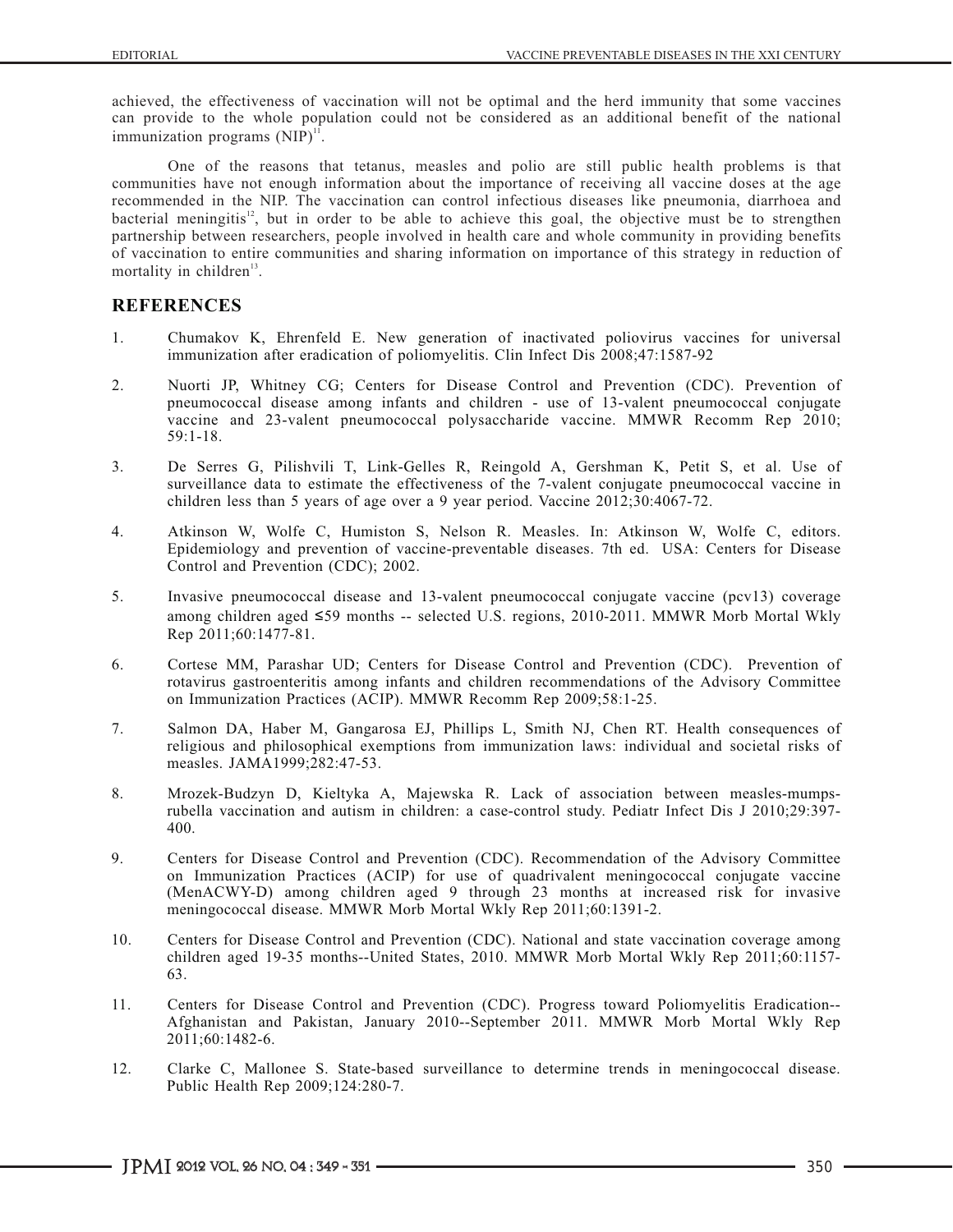achieved, the effectiveness of vaccination will not be optimal and the herd immunity that some vaccines can provide to the whole population could not be considered as an additional benefit of the national immunization programs (NIP)[11].

One of the reasons that tetanus, measles and polio are still public health problems is that communities have not enough information about the importance of receiving all vaccine doses at the age recommended in the NIP. The vaccination can control infectious diseases like pneumonia, diarrhoea and bacterial meningitis[12], but in order to be able to achieve this goal, the objective must be to strengthen partnership between researchers, people involved in health care and whole community in providing benefits of vaccination to entire communities and sharing information on importance of this strategy in reduction of mortality in children[13].

## REFERENCES

1. Chumakov K, Ehrenfeld E. New generation of inactivated poliovirus vaccines for universal immunization after eradication of poliomyelitis. Clin Infect Dis 2008;47:1587-92

2. Nuorti JP, Whitney CG; Centers for Disease Control and Prevention (CDC). Prevention of pneumococcal disease among infants and children - use of 13-valent pneumococcal conjugate vaccine and 23-valent pneumococcal polysaccharide vaccine. MMWR Recomm Rep 2010; 59:1-18.

3. De Serres G, Pilishvili T, Link-Gelles R, Reingold A, Gershman K, Petit S, et al. Use of surveillance data to estimate the effectiveness of the 7-valent conjugate pneumococcal vaccine in children less than 5 years of age over a 9 year period. Vaccine 2012;30:4067-72.

4. Atkinson W, Wolfe C, Humiston S, Nelson R. Measles. In: Atkinson W, Wolfe C, editors. Epidemiology and prevention of vaccine-preventable diseases. 7th ed. USA: Centers for Disease Control and Prevention (CDC); 2002.

5. Invasive pneumococcal disease and 13-valent pneumococcal conjugate vaccine (pcv13) coverage among children aged ≤59 months -- selected U.S. regions, 2010-2011. MMWR Morb Mortal Wkly Rep 2011;60:1477-81.

6. Cortese MM, Parashar UD; Centers for Disease Control and Prevention (CDC). Prevention of rotavirus gastroenteritis among infants and children recommendations of the Advisory Committee on Immunization Practices (ACIP). MMWR Recomm Rep 2009;58:1-25.

7. Salmon DA, Haber M, Gangarosa EJ, Phillips L, Smith NJ, Chen RT. Health consequences of religious and philosophical exemptions from immunization laws: individual and societal risks of measles. JAMA1999;282:47-53.

8. Mrozek-Budzyn D, Kieltyka A, Majewska R. Lack of association between measles-mumps-rubella vaccination and autism in children: a case-control study. Pediatr Infect Dis J 2010;29:397-400.

9. Centers for Disease Control and Prevention (CDC). Recommendation of the Advisory Committee on Immunization Practices (ACIP) for use of quadrivalent meningococcal conjugate vaccine (MenACWY-D) among children aged 9 through 23 months at increased risk for invasive meningococcal disease. MMWR Morb Mortal Wkly Rep 2011;60:1391-2.

10. Centers for Disease Control and Prevention (CDC). National and state vaccination coverage among children aged 19-35 months--United States, 2010. MMWR Morb Mortal Wkly Rep 2011;60:1157-63.

11. Centers for Disease Control and Prevention (CDC). Progress toward Poliomyelitis Eradication--Afghanistan and Pakistan, January 2010--September 2011. MMWR Morb Mortal Wkly Rep 2011;60:1482-6.

12. Clarke C, Mallonee S. State-based surveillance to determine trends in meningococcal disease. Public Health Rep 2009;124:280-7.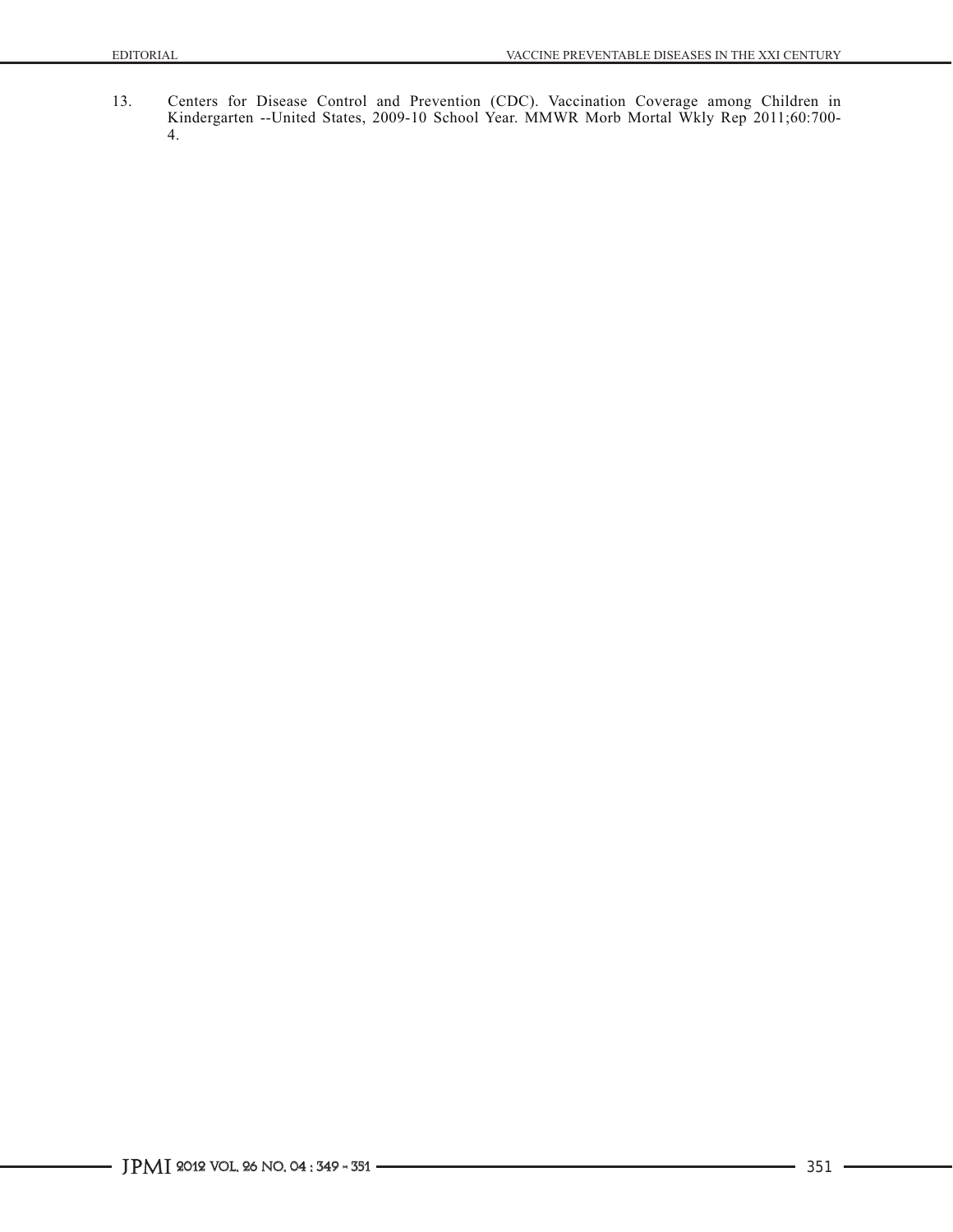13. Centers for Disease Control and Prevention (CDC). Vaccination Coverage among Children in Kindergarten --United States, 2009-10 School Year. MMWR Morb Mortal Wkly Rep 2011;60:700-4.